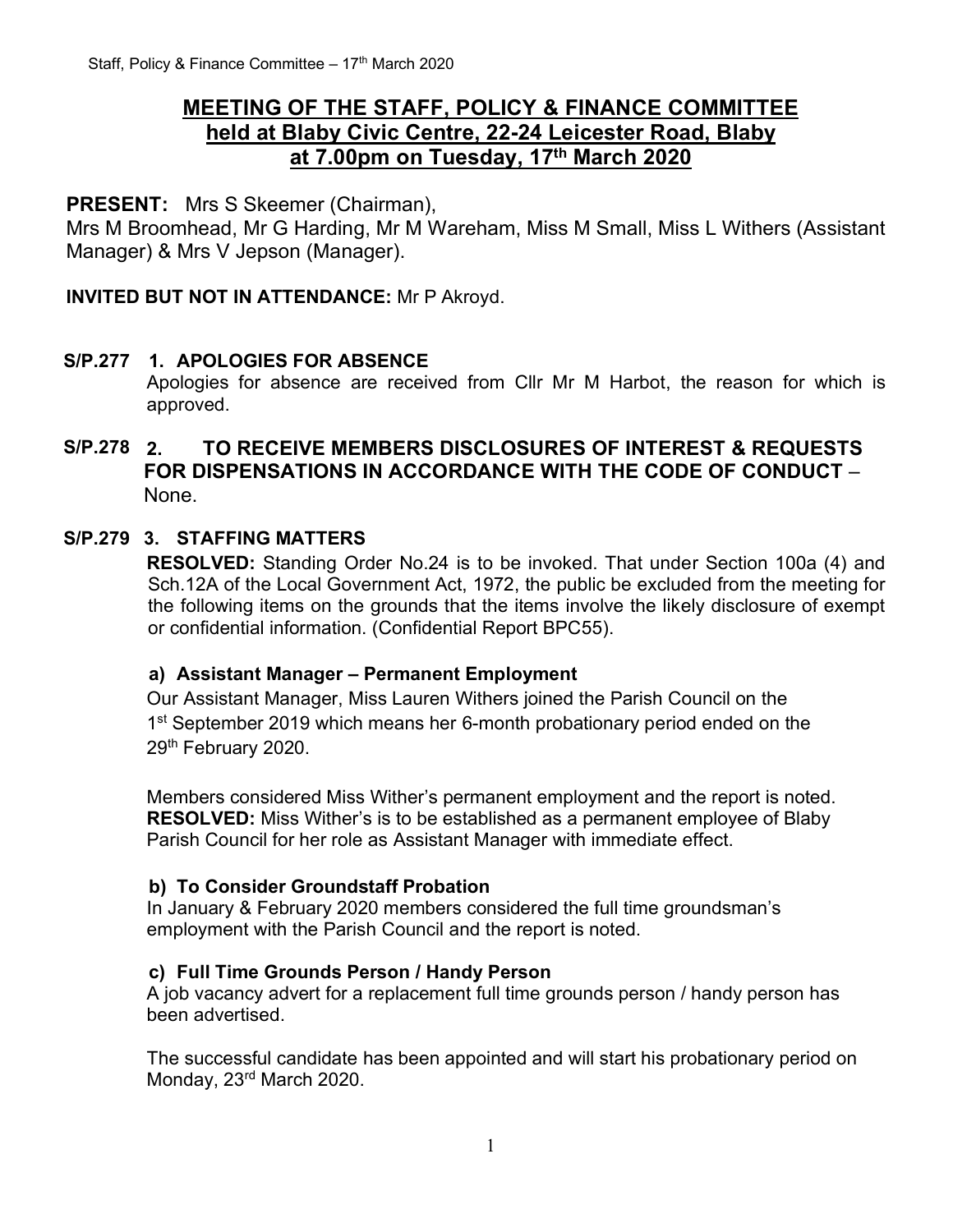# MEETING OF THE STAFF, POLICY & FINANCE COMMITTEE held at Blaby Civic Centre, 22-24 Leicester Road, Blaby at 7.00pm on Tuesday, 17th March 2020

**PRESENT:** Mrs S Skeemer (Chairman),
Mrs M Broomhead, Mr G Harding, Mr M Wareham, Miss M Small, Miss L Withers (Assistant Manager) & Mrs V Jepson (Manager).

**INVITED BUT NOT IN ATTENDANCE:** Mr P Akroyd.

## S/P.277 1. APOLOGIES FOR ABSENCE

Apologies for absence are received from Cllr Mr M Harbot, the reason for which is approved.

## S/P.278 2. TO RECEIVE MEMBERS DISCLOSURES OF INTEREST & REQUESTS FOR DISPENSATIONS IN ACCORDANCE WITH THE CODE OF CONDUCT – None.

## S/P.279 3. STAFFING MATTERS

**RESOLVED:** Standing Order No.24 is to be invoked. That under Section 100a (4) and Sch.12A of the Local Government Act, 1972, the public be excluded from the meeting for the following items on the grounds that the items involve the likely disclosure of exempt or confidential information. (Confidential Report BPC55).

### a) Assistant Manager – Permanent Employment

Our Assistant Manager, Miss Lauren Withers joined the Parish Council on the 1st September 2019 which means her 6-month probationary period ended on the 29th February 2020.

Members considered Miss Wither's permanent employment and the report is noted.
**RESOLVED:** Miss Wither's is to be established as a permanent employee of Blaby Parish Council for her role as Assistant Manager with immediate effect.

### b) To Consider Groundstaff Probation

In January & February 2020 members considered the full time groundsman's employment with the Parish Council and the report is noted.

### c) Full Time Grounds Person / Handy Person

A job vacancy advert for a replacement full time grounds person / handy person has been advertised.

The successful candidate has been appointed and will start his probationary period on Monday, 23rd March 2020.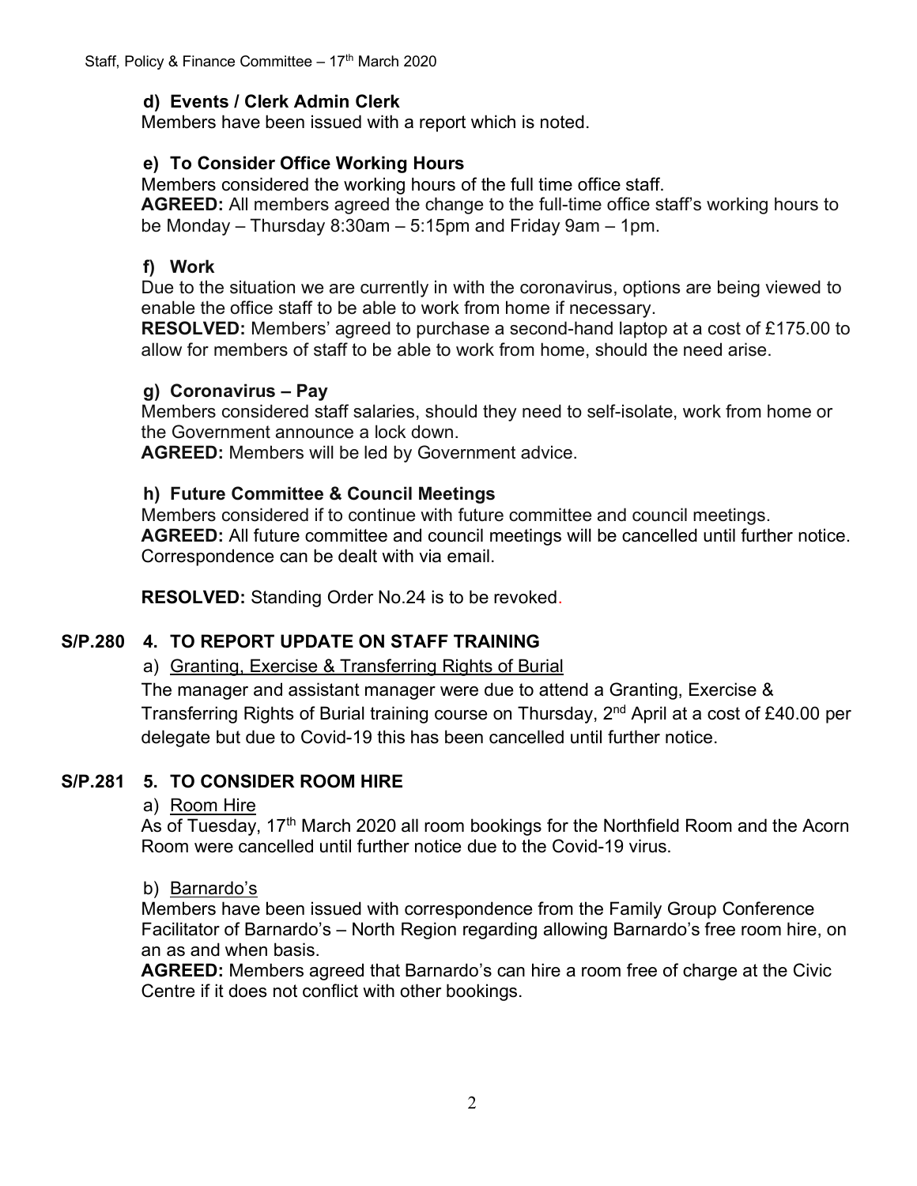### d) Events / Clerk Admin Clerk

Members have been issued with a report which is noted.

### e) To Consider Office Working Hours

Members considered the working hours of the full time office staff.

**AGREED:** All members agreed the change to the full-time office staff's working hours to be Monday – Thursday 8:30am – 5:15pm and Friday 9am – 1pm.

### f) Work

Due to the situation we are currently in with the coronavirus, options are being viewed to enable the office staff to be able to work from home if necessary.

**RESOLVED:** Members' agreed to purchase a second-hand laptop at a cost of £175.00 to allow for members of staff to be able to work from home, should the need arise.

### g) Coronavirus – Pay

Members considered staff salaries, should they need to self-isolate, work from home or the Government announce a lock down.

**AGREED:** Members will be led by Government advice.

### h) Future Committee & Council Meetings

Members considered if to continue with future committee and council meetings.

**AGREED:** All future committee and council meetings will be cancelled until further notice. Correspondence can be dealt with via email.

**RESOLVED:** Standing Order No.24 is to be revoked.

## S/P.280 4. TO REPORT UPDATE ON STAFF TRAINING

a) Granting, Exercise & Transferring Rights of Burial

The manager and assistant manager were due to attend a Granting, Exercise & Transferring Rights of Burial training course on Thursday, 2nd April at a cost of £40.00 per delegate but due to Covid-19 this has been cancelled until further notice.

## S/P.281 5. TO CONSIDER ROOM HIRE

a) Room Hire

As of Tuesday, 17th March 2020 all room bookings for the Northfield Room and the Acorn Room were cancelled until further notice due to the Covid-19 virus.

b) Barnardo's

Members have been issued with correspondence from the Family Group Conference Facilitator of Barnardo's – North Region regarding allowing Barnardo's free room hire, on an as and when basis.

**AGREED:** Members agreed that Barnardo's can hire a room free of charge at the Civic Centre if it does not conflict with other bookings.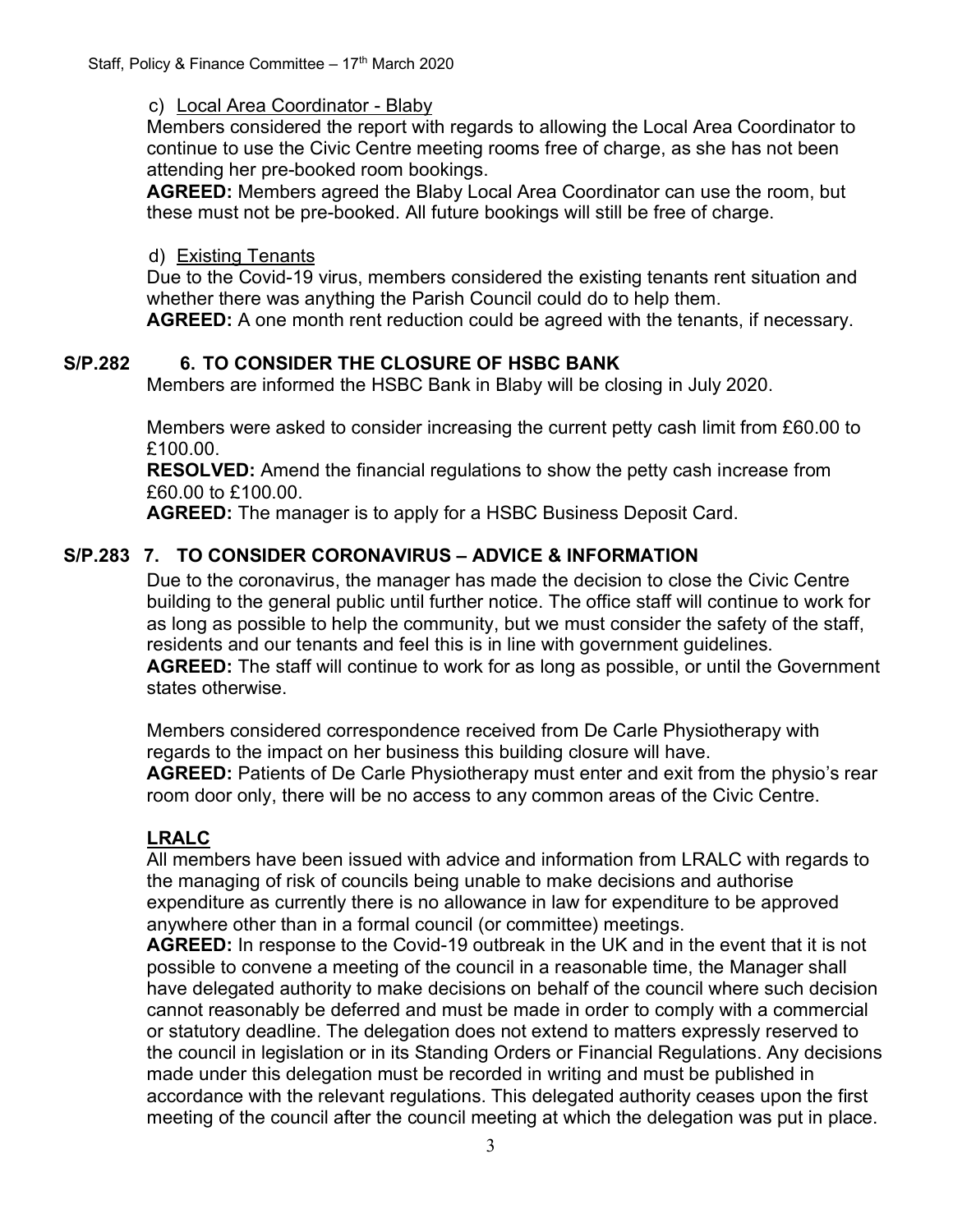c) Local Area Coordinator - Blaby

Members considered the report with regards to allowing the Local Area Coordinator to continue to use the Civic Centre meeting rooms free of charge, as she has not been attending her pre-booked room bookings.

**AGREED:** Members agreed the Blaby Local Area Coordinator can use the room, but these must not be pre-booked. All future bookings will still be free of charge.

d) Existing Tenants

Due to the Covid-19 virus, members considered the existing tenants rent situation and whether there was anything the Parish Council could do to help them.

**AGREED:** A one month rent reduction could be agreed with the tenants, if necessary.

## S/P.282 6. TO CONSIDER THE CLOSURE OF HSBC BANK

Members are informed the HSBC Bank in Blaby will be closing in July 2020.

Members were asked to consider increasing the current petty cash limit from £60.00 to £100.00.

**RESOLVED:** Amend the financial regulations to show the petty cash increase from £60.00 to £100.00.

**AGREED:** The manager is to apply for a HSBC Business Deposit Card.

## S/P.283 7. TO CONSIDER CORONAVIRUS – ADVICE & INFORMATION

Due to the coronavirus, the manager has made the decision to close the Civic Centre building to the general public until further notice. The office staff will continue to work for as long as possible to help the community, but we must consider the safety of the staff, residents and our tenants and feel this is in line with government guidelines.

**AGREED:** The staff will continue to work for as long as possible, or until the Government states otherwise.

Members considered correspondence received from De Carle Physiotherapy with regards to the impact on her business this building closure will have.

**AGREED:** Patients of De Carle Physiotherapy must enter and exit from the physio's rear room door only, there will be no access to any common areas of the Civic Centre.

### LRALC

All members have been issued with advice and information from LRALC with regards to the managing of risk of councils being unable to make decisions and authorise expenditure as currently there is no allowance in law for expenditure to be approved anywhere other than in a formal council (or committee) meetings.

**AGREED:** In response to the Covid-19 outbreak in the UK and in the event that it is not possible to convene a meeting of the council in a reasonable time, the Manager shall have delegated authority to make decisions on behalf of the council where such decision cannot reasonably be deferred and must be made in order to comply with a commercial or statutory deadline. The delegation does not extend to matters expressly reserved to the council in legislation or in its Standing Orders or Financial Regulations. Any decisions made under this delegation must be recorded in writing and must be published in accordance with the relevant regulations. This delegated authority ceases upon the first meeting of the council after the council meeting at which the delegation was put in place.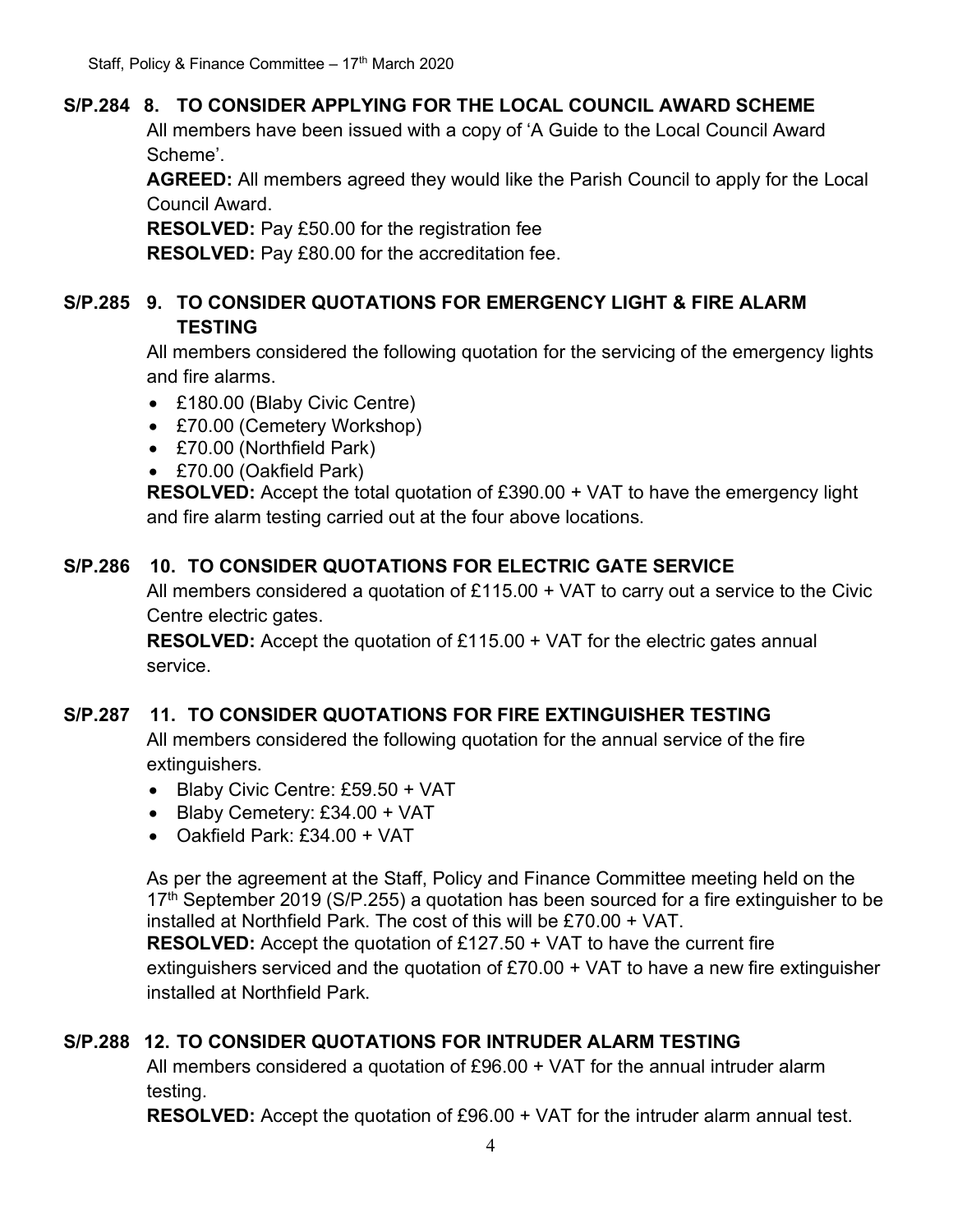**S/P.284 8. TO CONSIDER APPLYING FOR THE LOCAL COUNCIL AWARD SCHEME**

All members have been issued with a copy of 'A Guide to the Local Council Award Scheme'.

**AGREED:** All members agreed they would like the Parish Council to apply for the Local Council Award.

**RESOLVED:** Pay £50.00 for the registration fee

**RESOLVED:** Pay £80.00 for the accreditation fee.

**S/P.285 9. TO CONSIDER QUOTATIONS FOR EMERGENCY LIGHT & FIRE ALARM TESTING**

All members considered the following quotation for the servicing of the emergency lights and fire alarms.

- £180.00 (Blaby Civic Centre)
- £70.00 (Cemetery Workshop)
- £70.00 (Northfield Park)
- £70.00 (Oakfield Park)

**RESOLVED:** Accept the total quotation of £390.00 + VAT to have the emergency light and fire alarm testing carried out at the four above locations.

**S/P.286 10. TO CONSIDER QUOTATIONS FOR ELECTRIC GATE SERVICE**

All members considered a quotation of £115.00 + VAT to carry out a service to the Civic Centre electric gates.

**RESOLVED:** Accept the quotation of £115.00 + VAT for the electric gates annual service.

**S/P.287 11. TO CONSIDER QUOTATIONS FOR FIRE EXTINGUISHER TESTING**

All members considered the following quotation for the annual service of the fire extinguishers.

- Blaby Civic Centre: £59.50 + VAT
- Blaby Cemetery: £34.00 + VAT
- Oakfield Park: £34.00 + VAT

As per the agreement at the Staff, Policy and Finance Committee meeting held on the 17th September 2019 (S/P.255) a quotation has been sourced for a fire extinguisher to be installed at Northfield Park. The cost of this will be £70.00 + VAT.

**RESOLVED:** Accept the quotation of £127.50 + VAT to have the current fire extinguishers serviced and the quotation of £70.00 + VAT to have a new fire extinguisher installed at Northfield Park.

**S/P.288 12. TO CONSIDER QUOTATIONS FOR INTRUDER ALARM TESTING**

All members considered a quotation of £96.00 + VAT for the annual intruder alarm testing.

**RESOLVED:** Accept the quotation of £96.00 + VAT for the intruder alarm annual test.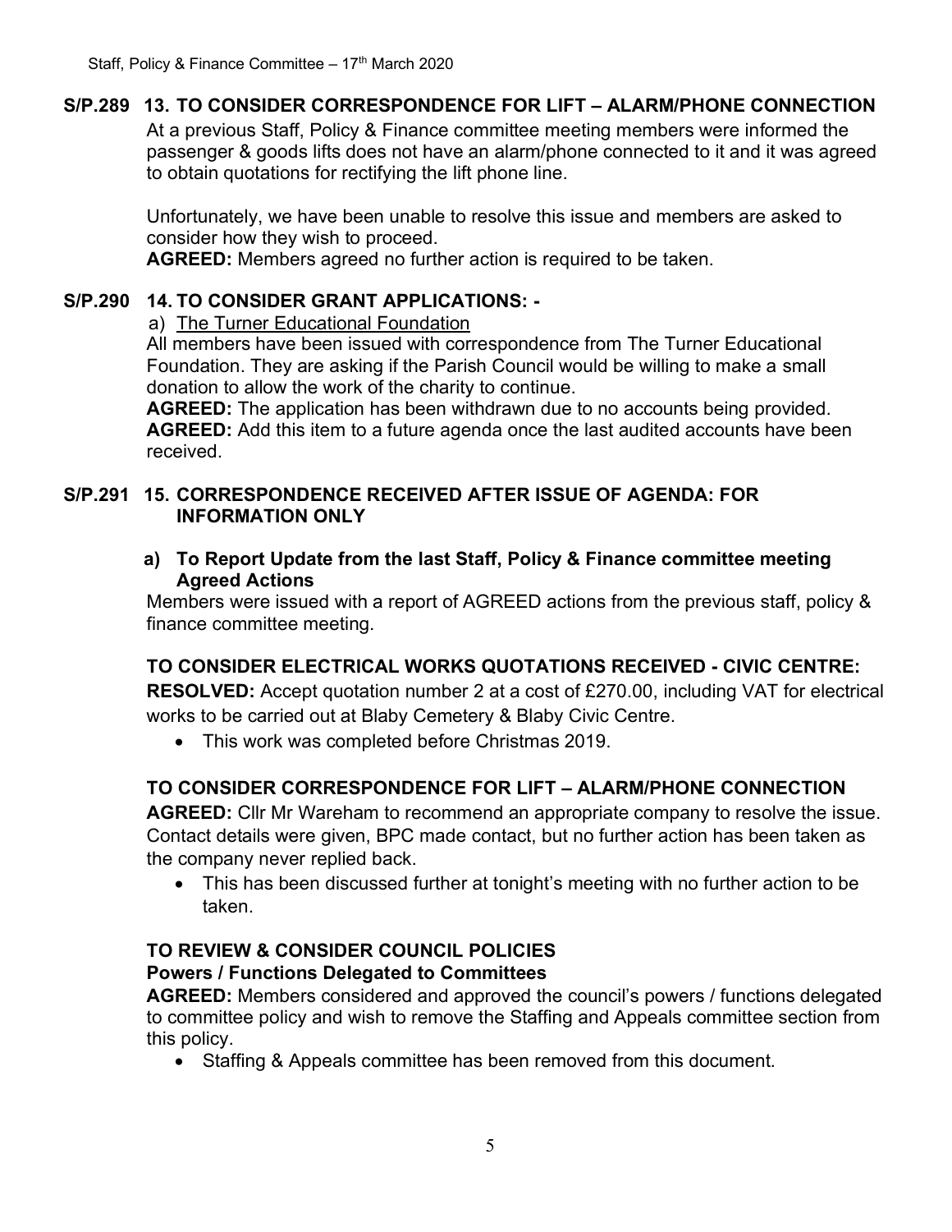**S/P.289 13. TO CONSIDER CORRESPONDENCE FOR LIFT – ALARM/PHONE CONNECTION**

At a previous Staff, Policy & Finance committee meeting members were informed the passenger & goods lifts does not have an alarm/phone connected to it and it was agreed to obtain quotations for rectifying the lift phone line.

Unfortunately, we have been unable to resolve this issue and members are asked to consider how they wish to proceed.

**AGREED:** Members agreed no further action is required to be taken.

**S/P.290 14. TO CONSIDER GRANT APPLICATIONS: -**

a) The Turner Educational Foundation

All members have been issued with correspondence from The Turner Educational Foundation. They are asking if the Parish Council would be willing to make a small donation to allow the work of the charity to continue.

**AGREED:** The application has been withdrawn due to no accounts being provided.

**AGREED:** Add this item to a future agenda once the last audited accounts have been received.

**S/P.291 15. CORRESPONDENCE RECEIVED AFTER ISSUE OF AGENDA: FOR INFORMATION ONLY**

**a) To Report Update from the last Staff, Policy & Finance committee meeting Agreed Actions**

Members were issued with a report of AGREED actions from the previous staff, policy & finance committee meeting.

**TO CONSIDER ELECTRICAL WORKS QUOTATIONS RECEIVED - CIVIC CENTRE:**

**RESOLVED:** Accept quotation number 2 at a cost of £270.00, including VAT for electrical works to be carried out at Blaby Cemetery & Blaby Civic Centre.

- This work was completed before Christmas 2019.

**TO CONSIDER CORRESPONDENCE FOR LIFT – ALARM/PHONE CONNECTION**

**AGREED:** Cllr Mr Wareham to recommend an appropriate company to resolve the issue. Contact details were given, BPC made contact, but no further action has been taken as the company never replied back.

- This has been discussed further at tonight's meeting with no further action to be taken.

**TO REVIEW & CONSIDER COUNCIL POLICIES**

**Powers / Functions Delegated to Committees**

**AGREED:** Members considered and approved the council's powers / functions delegated to committee policy and wish to remove the Staffing and Appeals committee section from this policy.

- Staffing & Appeals committee has been removed from this document.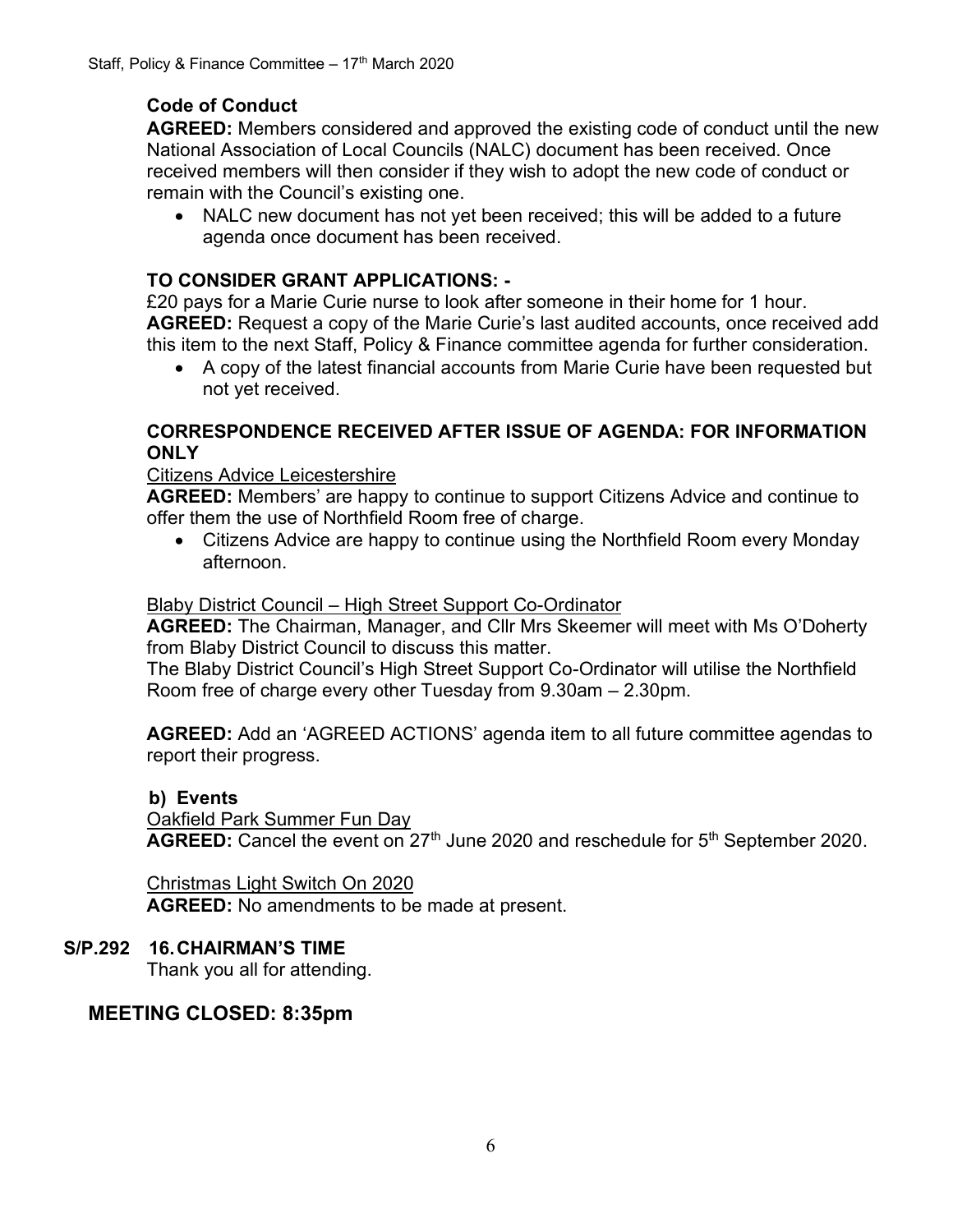**Code of Conduct**

**AGREED:** Members considered and approved the existing code of conduct until the new National Association of Local Councils (NALC) document has been received. Once received members will then consider if they wish to adopt the new code of conduct or remain with the Council's existing one.

- NALC new document has not yet been received; this will be added to a future agenda once document has been received.

**TO CONSIDER GRANT APPLICATIONS: -**

£20 pays for a Marie Curie nurse to look after someone in their home for 1 hour.

**AGREED:** Request a copy of the Marie Curie's last audited accounts, once received add this item to the next Staff, Policy & Finance committee agenda for further consideration.

- A copy of the latest financial accounts from Marie Curie have been requested but not yet received.

**CORRESPONDENCE RECEIVED AFTER ISSUE OF AGENDA: FOR INFORMATION ONLY**

<u>Citizens Advice Leicestershire</u>

**AGREED:** Members' are happy to continue to support Citizens Advice and continue to offer them the use of Northfield Room free of charge.

- Citizens Advice are happy to continue using the Northfield Room every Monday afternoon.

<u>Blaby District Council – High Street Support Co-Ordinator</u>

**AGREED:** The Chairman, Manager, and Cllr Mrs Skeemer will meet with Ms O'Doherty from Blaby District Council to discuss this matter.

The Blaby District Council's High Street Support Co-Ordinator will utilise the Northfield Room free of charge every other Tuesday from 9.30am – 2.30pm.

**AGREED:** Add an 'AGREED ACTIONS' agenda item to all future committee agendas to report their progress.

**b) Events**

<u>Oakfield Park Summer Fun Day</u>

**AGREED:** Cancel the event on 27th June 2020 and reschedule for 5th September 2020.

<u>Christmas Light Switch On 2020</u>

**AGREED:** No amendments to be made at present.

**S/P.292 16. CHAIRMAN'S TIME**

Thank you all for attending.

## MEETING CLOSED: 8:35pm